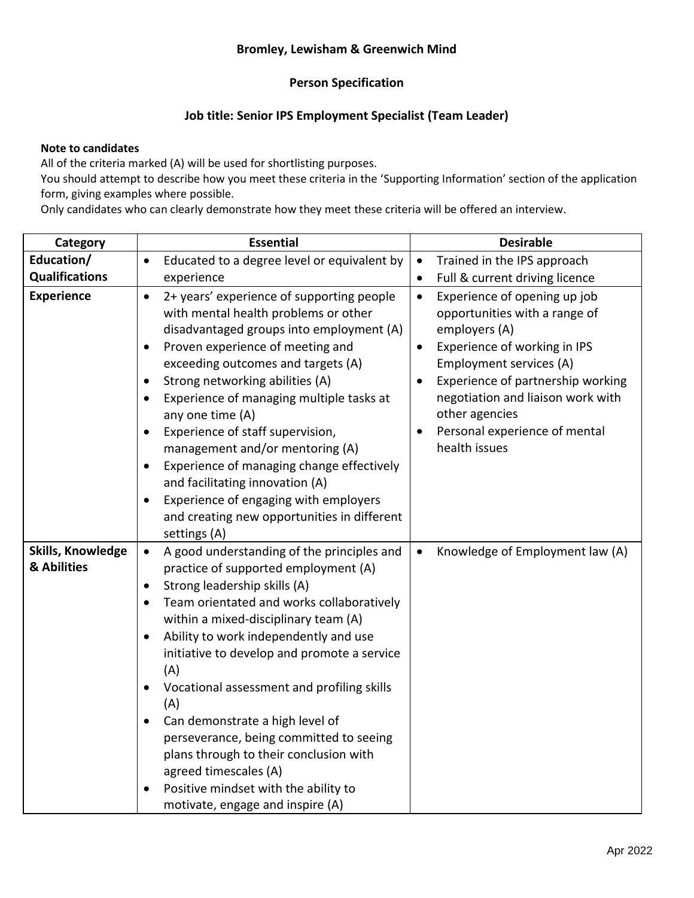**Bromley, Lewisham & Greenwich Mind**

**Person Specification**

**Job title: Senior IPS Employment Specialist (Team Leader)**

**Note to candidates**

All of the criteria marked (A) will be used for shortlisting purposes.
You should attempt to describe how you meet these criteria in the 'Supporting Information' section of the application form, giving examples where possible.
Only candidates who can clearly demonstrate how they meet these criteria will be offered an interview.

| Category | Essential | Desirable |
| --- | --- | --- |
| **Education/ Qualifications** | • Educated to a degree level or equivalent by experience | • Trained in the IPS approach<br>• Full & current driving licence |
| **Experience** | • 2+ years' experience of supporting people with mental health problems or other disadvantaged groups into employment (A)<br>• Proven experience of meeting and exceeding outcomes and targets (A)<br>• Strong networking abilities (A)<br>• Experience of managing multiple tasks at any one time (A)<br>• Experience of staff supervision, management and/or mentoring (A)<br>• Experience of managing change effectively and facilitating innovation (A)<br>• Experience of engaging with employers and creating new opportunities in different settings (A) | • Experience of opening up job opportunities with a range of employers (A)<br>• Experience of working in IPS Employment services (A)<br>• Experience of partnership working negotiation and liaison work with other agencies<br>• Personal experience of mental health issues |
| **Skills, Knowledge & Abilities** | • A good understanding of the principles and practice of supported employment (A)<br>• Strong leadership skills (A)<br>• Team orientated and works collaboratively within a mixed-disciplinary team (A)<br>• Ability to work independently and use initiative to develop and promote a service (A)<br>• Vocational assessment and profiling skills (A)<br>• Can demonstrate a high level of perseverance, being committed to seeing plans through to their conclusion with agreed timescales (A)<br>• Positive mindset with the ability to motivate, engage and inspire (A) | • Knowledge of Employment law (A) |

Apr 2022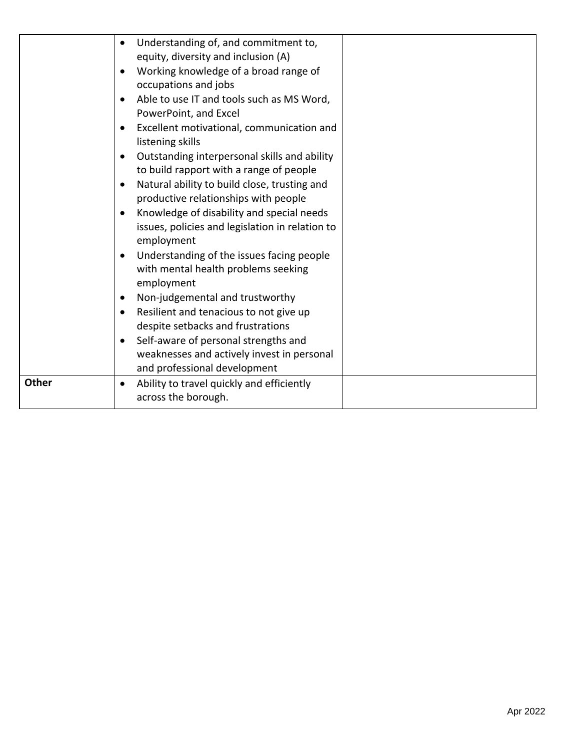| | | |
|---|---|---|
| | • Understanding of, and commitment to, equity, diversity and inclusion (A)<br>• Working knowledge of a broad range of occupations and jobs<br>• Able to use IT and tools such as MS Word, PowerPoint, and Excel<br>• Excellent motivational, communication and listening skills<br>• Outstanding interpersonal skills and ability to build rapport with a range of people<br>• Natural ability to build close, trusting and productive relationships with people<br>• Knowledge of disability and special needs issues, policies and legislation in relation to employment<br>• Understanding of the issues facing people with mental health problems seeking employment<br>• Non-judgemental and trustworthy<br>• Resilient and tenacious to not give up despite setbacks and frustrations<br>• Self-aware of personal strengths and weaknesses and actively invest in personal and professional development | |
| **Other** | • Ability to travel quickly and efficiently across the borough. | |

Apr 2022